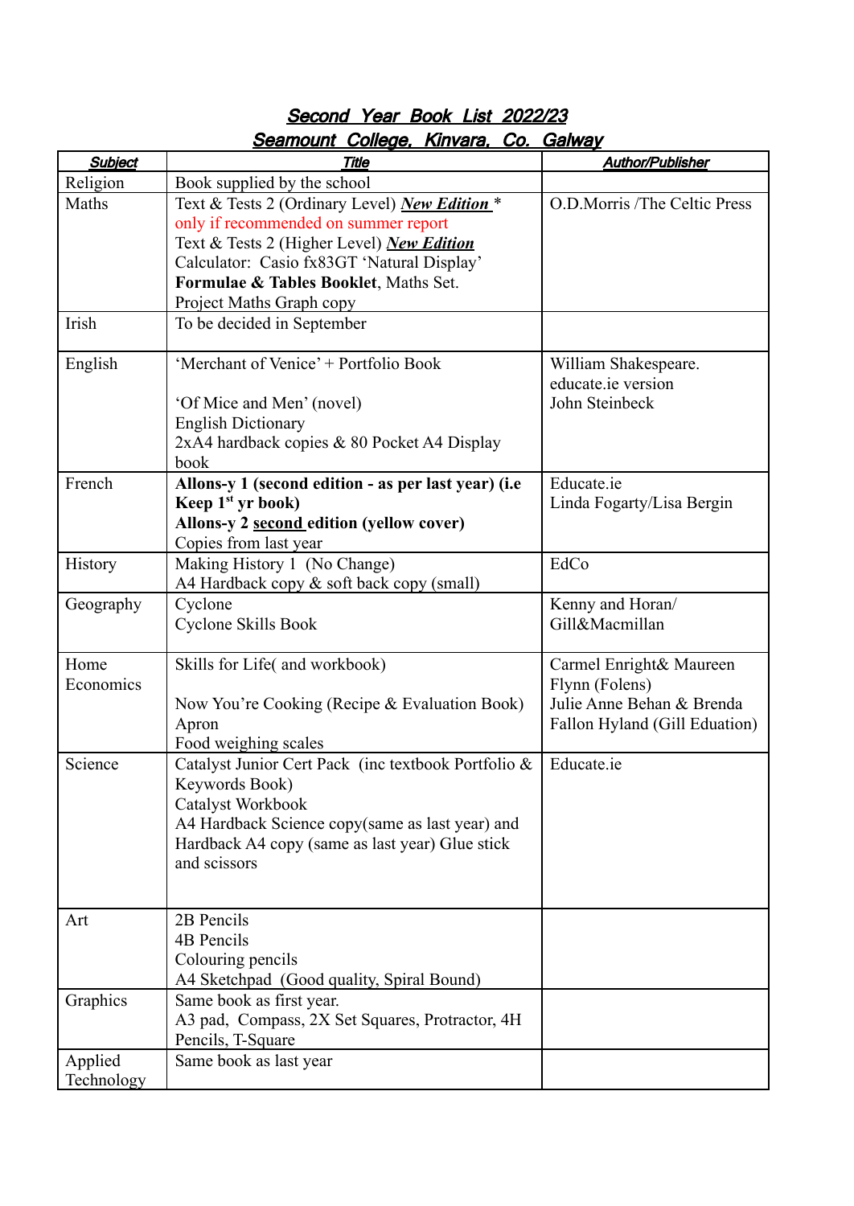# Second Year Book List 2022/23

## Seamount College, Kinvara, Co. Galway

| Subject | Title | Author/Publisher |
| --- | --- | --- |
| Religion | Book supplied by the school | |
| Maths | Text & Tests 2 (Ordinary Level) ***New Edition*** * only if recommended on summer report<br>Text & Tests 2 (Higher Level) ***New Edition***<br>Calculator: Casio fx83GT 'Natural Display'<br>**Formulae & Tables Booklet**, Maths Set.<br>Project Maths Graph copy | O.D.Morris /The Celtic Press |
| Irish | To be decided in September | |
| English | 'Merchant of Venice' + Portfolio Book<br><br>'Of Mice and Men' (novel)<br>English Dictionary<br>2xA4 hardback copies & 80 Pocket A4 Display book | William Shakespeare.<br>educate.ie version<br>John Steinbeck |
| French | **Allons-y 1 (second edition - as per last year) (i.e Keep 1st yr book)**<br>**Allons-y 2 second edition (yellow cover)**<br>Copies from last year | Educate.ie<br>Linda Fogarty/Lisa Bergin |
| History | Making History 1 (No Change)<br>A4 Hardback copy & soft back copy (small) | EdCo |
| Geography | Cyclone<br>Cyclone Skills Book | Kenny and Horan/ Gill&Macmillan |
| Home Economics | Skills for Life( and workbook)<br><br>Now You're Cooking (Recipe & Evaluation Book)<br>Apron<br>Food weighing scales | Carmel Enright& Maureen Flynn (Folens)<br>Julie Anne Behan & Brenda Fallon Hyland (Gill Eduation) |
| Science | Catalyst Junior Cert Pack (inc textbook Portfolio & Keywords Book)<br>Catalyst Workbook<br>A4 Hardback Science copy(same as last year) and Hardback A4 copy (same as last year) Glue stick and scissors | Educate.ie |
| Art | 2B Pencils<br>4B Pencils<br>Colouring pencils<br>A4 Sketchpad (Good quality, Spiral Bound) | |
| Graphics | Same book as first year.<br>A3 pad, Compass, 2X Set Squares, Protractor, 4H Pencils, T-Square | |
| Applied Technology | Same book as last year | |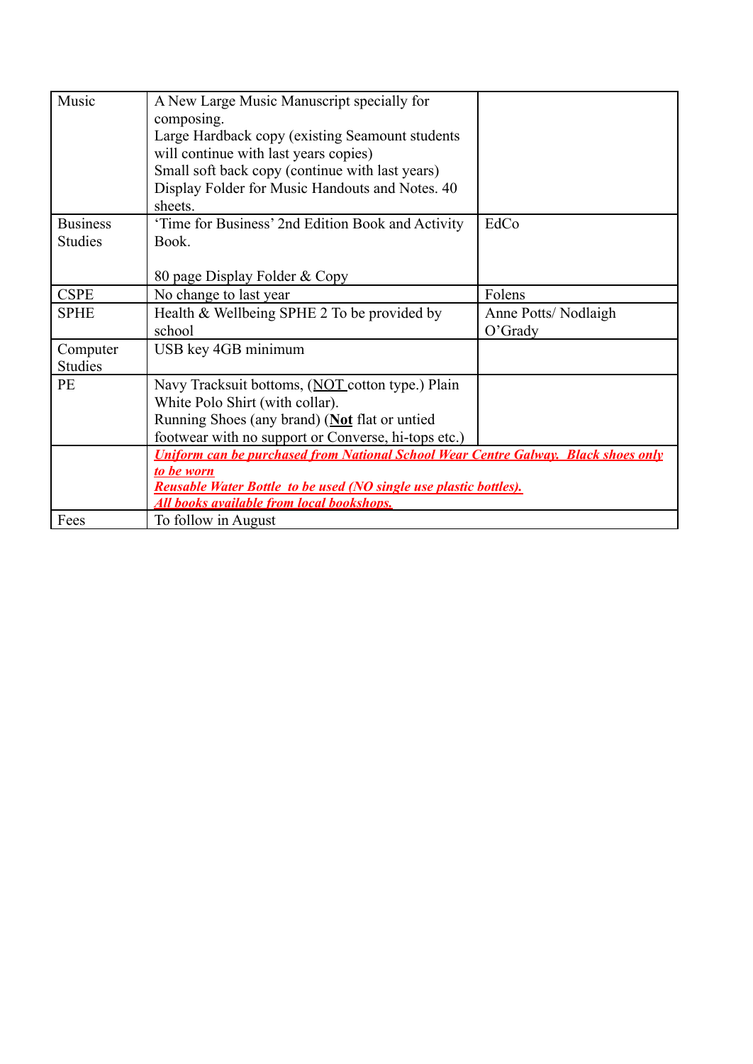| | | |
|---|---|---|
| Music | A New Large Music Manuscript specially for composing.<br>Large Hardback copy (existing Seamount students will continue with last years copies)<br>Small soft back copy (continue with last years)<br>Display Folder for Music Handouts and Notes. 40 sheets. | |
| Business Studies | 'Time for Business' 2nd Edition Book and Activity Book.<br><br>80 page Display Folder & Copy | EdCo |
| CSPE | No change to last year | Folens |
| SPHE | Health & Wellbeing SPHE 2 To be provided by school | Anne Potts/ Nodlaigh O'Grady |
| Computer Studies | USB key 4GB minimum | |
| PE | Navy Tracksuit bottoms, (NOT cotton type.) Plain White Polo Shirt (with collar).<br>Running Shoes (any brand) (**Not** flat or untied footwear with no support or Converse, hi-tops etc.) | |
| | ***Uniform can be purchased from National School Wear Centre Galway. Black shoes only to be worn***<br>***Reusable Water Bottle to be used (NO single use plastic bottles).***<br>***All books available from local bookshops.*** | |
| Fees | To follow in August | |